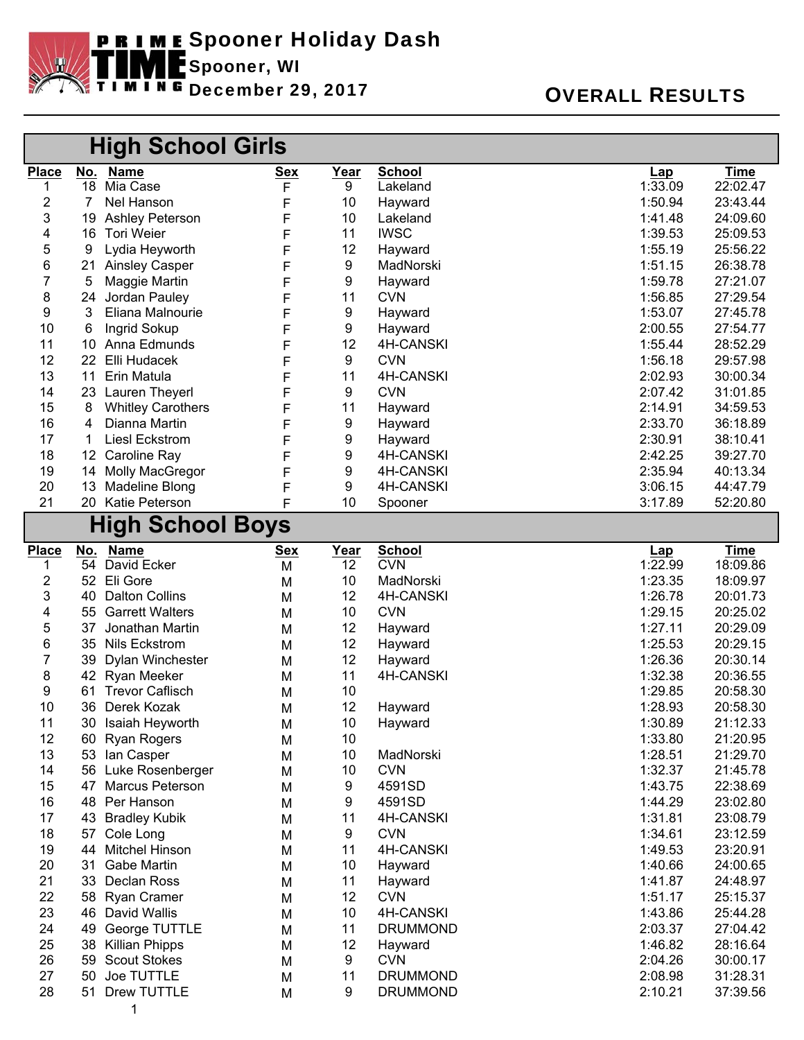# Spooner Holiday Dash

Spooner, WI

December 29, 2017

## OVERALL RESULTS

### High School Girls

| Place | No. | Name | Sex | Year | School | Lap | Time |
|---|---|---|---|---|---|---|---|
| 1 | 18 | Mia Case | F | 9 | Lakeland | 1:33.09 | 22:02.47 |
| 2 | 7 | Nel Hanson | F | 10 | Hayward | 1:50.94 | 23:43.44 |
| 3 | 19 | Ashley Peterson | F | 10 | Lakeland | 1:41.48 | 24:09.60 |
| 4 | 16 | Tori Weier | F | 11 | IWSC | 1:39.53 | 25:09.53 |
| 5 | 9 | Lydia Heyworth | F | 12 | Hayward | 1:55.19 | 25:56.22 |
| 6 | 21 | Ainsley Casper | F | 9 | MadNorski | 1:51.15 | 26:38.78 |
| 7 | 5 | Maggie Martin | F | 9 | Hayward | 1:59.78 | 27:21.07 |
| 8 | 24 | Jordan Pauley | F | 11 | CVN | 1:56.85 | 27:29.54 |
| 9 | 3 | Eliana Malnourie | F | 9 | Hayward | 1:53.07 | 27:45.78 |
| 10 | 6 | Ingrid Sokup | F | 9 | Hayward | 2:00.55 | 27:54.77 |
| 11 | 10 | Anna Edmunds | F | 12 | 4H-CANSKI | 1:55.44 | 28:52.29 |
| 12 | 22 | Elli Hudacek | F | 9 | CVN | 1:56.18 | 29:57.98 |
| 13 | 11 | Erin Matula | F | 11 | 4H-CANSKI | 2:02.93 | 30:00.34 |
| 14 | 23 | Lauren Theyerl | F | 9 | CVN | 2:07.42 | 31:01.85 |
| 15 | 8 | Whitley Carothers | F | 11 | Hayward | 2:14.91 | 34:59.53 |
| 16 | 4 | Dianna Martin | F | 9 | Hayward | 2:33.70 | 36:18.89 |
| 17 | 1 | Liesl Eckstrom | F | 9 | Hayward | 2:30.91 | 38:10.41 |
| 18 | 12 | Caroline Ray | F | 9 | 4H-CANSKI | 2:42.25 | 39:27.70 |
| 19 | 14 | Molly MacGregor | F | 9 | 4H-CANSKI | 2:35.94 | 40:13.34 |
| 20 | 13 | Madeline Blong | F | 9 | 4H-CANSKI | 3:06.15 | 44:47.79 |
| 21 | 20 | Katie Peterson | F | 10 | Spooner | 3:17.89 | 52:20.80 |

### High School Boys

| Place | No. | Name | Sex | Year | School | Lap | Time |
|---|---|---|---|---|---|---|---|
| 1 | 54 | David Ecker | M | 12 | CVN | 1:22.99 | 18:09.86 |
| 2 | 52 | Eli Gore | M | 10 | MadNorski | 1:23.35 | 18:09.97 |
| 3 | 40 | Dalton Collins | M | 12 | 4H-CANSKI | 1:26.78 | 20:01.73 |
| 4 | 55 | Garrett Walters | M | 10 | CVN | 1:29.15 | 20:25.02 |
| 5 | 37 | Jonathan Martin | M | 12 | Hayward | 1:27.11 | 20:29.09 |
| 6 | 35 | Nils Eckstrom | M | 12 | Hayward | 1:25.53 | 20:29.15 |
| 7 | 39 | Dylan Winchester | M | 12 | Hayward | 1:26.36 | 20:30.14 |
| 8 | 42 | Ryan Meeker | M | 11 | 4H-CANSKI | 1:32.38 | 20:36.55 |
| 9 | 61 | Trevor Caflisch | M | 10 | | 1:29.85 | 20:58.30 |
| 10 | 36 | Derek Kozak | M | 12 | Hayward | 1:28.93 | 20:58.30 |
| 11 | 30 | Isaiah Heyworth | M | 10 | Hayward | 1:30.89 | 21:12.33 |
| 12 | 60 | Ryan Rogers | M | 10 | | 1:33.80 | 21:20.95 |
| 13 | 53 | Ian Casper | M | 10 | MadNorski | 1:28.51 | 21:29.70 |
| 14 | 56 | Luke Rosenberger | M | 10 | CVN | 1:32.37 | 21:45.78 |
| 15 | 47 | Marcus Peterson | M | 9 | 4591SD | 1:43.75 | 22:38.69 |
| 16 | 48 | Per Hanson | M | 9 | 4591SD | 1:44.29 | 23:02.80 |
| 17 | 43 | Bradley Kubik | M | 11 | 4H-CANSKI | 1:31.81 | 23:08.79 |
| 18 | 57 | Cole Long | M | 9 | CVN | 1:34.61 | 23:12.59 |
| 19 | 44 | Mitchel Hinson | M | 11 | 4H-CANSKI | 1:49.53 | 23:20.91 |
| 20 | 31 | Gabe Martin | M | 10 | Hayward | 1:40.66 | 24:00.65 |
| 21 | 33 | Declan Ross | M | 11 | Hayward | 1:41.87 | 24:48.97 |
| 22 | 58 | Ryan Cramer | M | 12 | CVN | 1:51.17 | 25:15.37 |
| 23 | 46 | David Wallis | M | 10 | 4H-CANSKI | 1:43.86 | 25:44.28 |
| 24 | 49 | George TUTTLE | M | 11 | DRUMMOND | 2:03.37 | 27:04.42 |
| 25 | 38 | Killian Phipps | M | 12 | Hayward | 1:46.82 | 28:16.64 |
| 26 | 59 | Scout Stokes | M | 9 | CVN | 2:04.26 | 30:00.17 |
| 27 | 50 | Joe TUTTLE | M | 11 | DRUMMOND | 2:08.98 | 31:28.31 |
| 28 | 51 | Drew TUTTLE | M | 9 | DRUMMOND | 2:10.21 | 37:39.56 |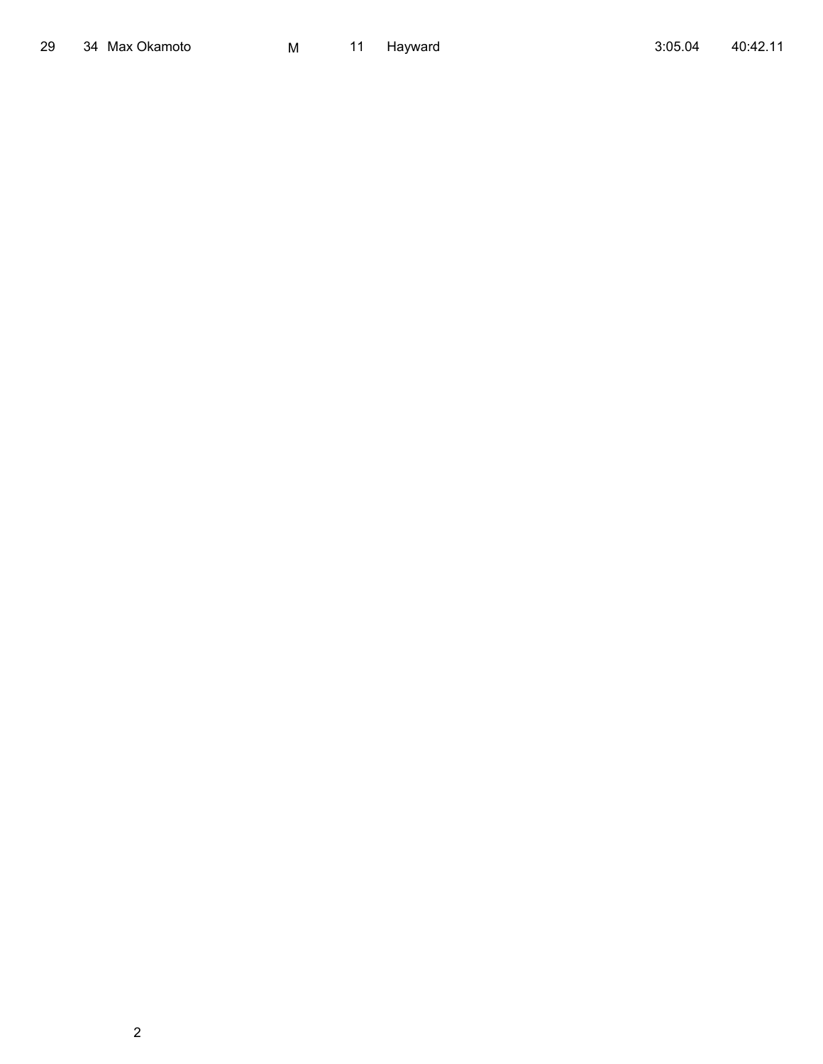| | | | | | | | |
|---|---|---|---|---|---|---|---|
| 29 | 34 | Max Okamoto | M | 11 | Hayward | 3:05.04 | 40:42.11 |